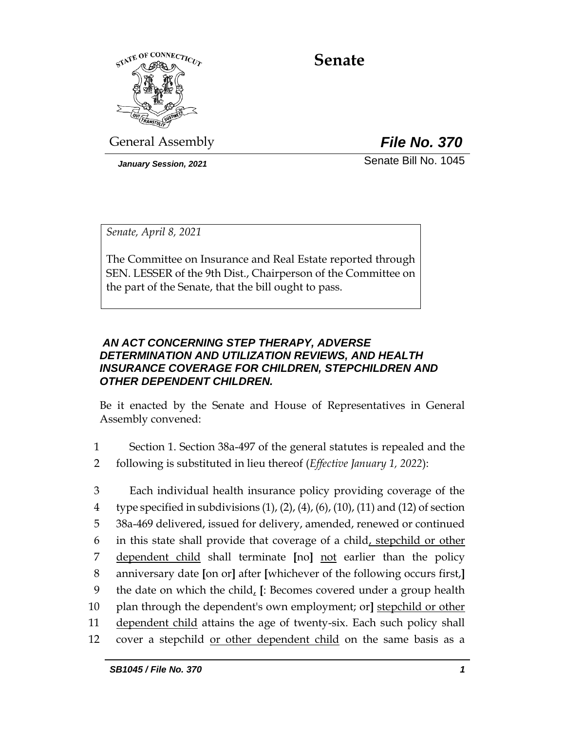# Senate

General Assembly **File No. 370**

*January Session, 2021* Senate Bill No. 1045

*Senate, April 8, 2021*

The Committee on Insurance and Real Estate reported through SEN. LESSER of the 9th Dist., Chairperson of the Committee on the part of the Senate, that the bill ought to pass.

***AN ACT CONCERNING STEP THERAPY, ADVERSE DETERMINATION AND UTILIZATION REVIEWS, AND HEALTH INSURANCE COVERAGE FOR CHILDREN, STEPCHILDREN AND OTHER DEPENDENT CHILDREN.***

Be it enacted by the Senate and House of Representatives in General Assembly convened:

1 Section 1. Section 38a-497 of the general statutes is repealed and the
2 following is substituted in lieu thereof (*Effective January 1, 2022*):

3 Each individual health insurance policy providing coverage of the
4 type specified in subdivisions (1), (2), (4), (6), (10), (11) and (12) of section
5 38a-469 delivered, issued for delivery, amended, renewed or continued
6 in this state shall provide that coverage of a child, stepchild or other
7 dependent child shall terminate [no] not earlier than the policy
8 anniversary date [on or] after [whichever of the following occurs first,]
9 the date on which the child, [: Becomes covered under a group health
10 plan through the dependent's own employment; or] stepchild or other
11 dependent child attains the age of twenty-six. Each such policy shall
12 cover a stepchild or other dependent child on the same basis as a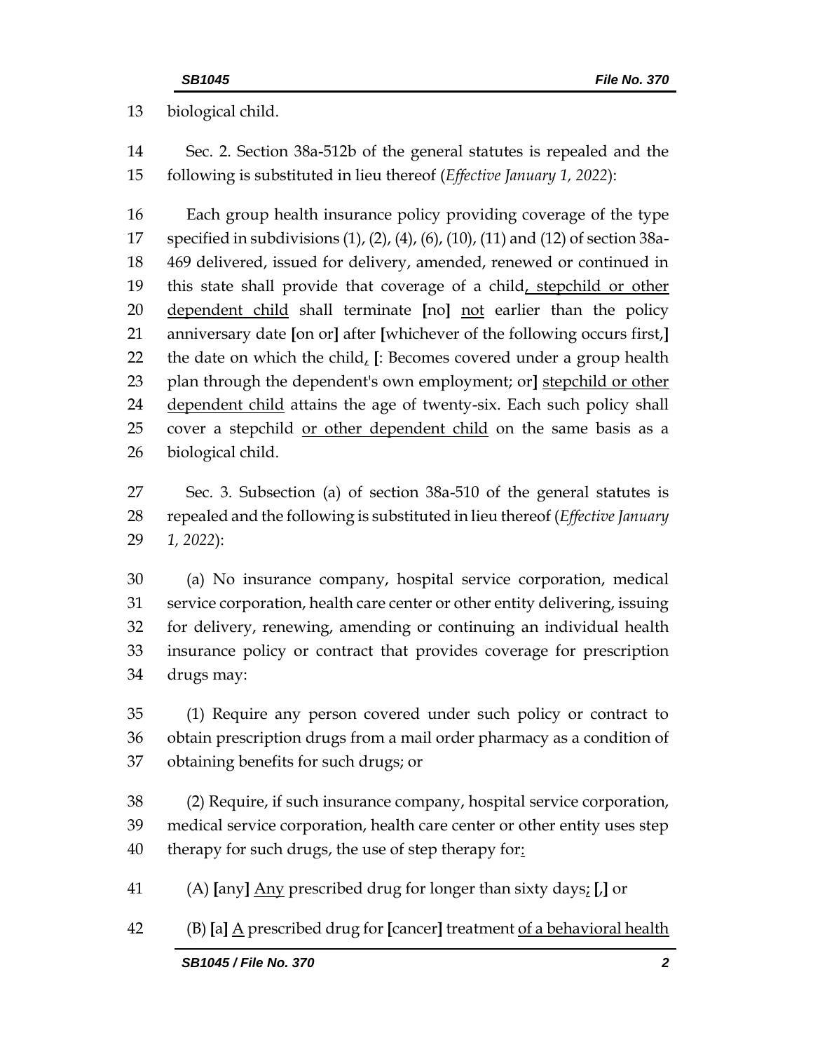13 biological child.

14 Sec. 2. Section 38a-512b of the general statutes is repealed and the
15 following is substituted in lieu thereof (*Effective January 1, 2022*):

16 Each group health insurance policy providing coverage of the type
17 specified in subdivisions (1), (2), (4), (6), (10), (11) and (12) of section 38a-
18 469 delivered, issued for delivery, amended, renewed or continued in
19 this state shall provide that coverage of a child, stepchild or other
20 dependent child shall terminate [no] not earlier than the policy
21 anniversary date [on or] after [whichever of the following occurs first,]
22 the date on which the child, [: Becomes covered under a group health
23 plan through the dependent's own employment; or] stepchild or other
24 dependent child attains the age of twenty-six. Each such policy shall
25 cover a stepchild or other dependent child on the same basis as a
26 biological child.

27 Sec. 3. Subsection (a) of section 38a-510 of the general statutes is
28 repealed and the following is substituted in lieu thereof (*Effective January
29 1, 2022*):

30 (a) No insurance company, hospital service corporation, medical
31 service corporation, health care center or other entity delivering, issuing
32 for delivery, renewing, amending or continuing an individual health
33 insurance policy or contract that provides coverage for prescription
34 drugs may:

35 (1) Require any person covered under such policy or contract to
36 obtain prescription drugs from a mail order pharmacy as a condition of
37 obtaining benefits for such drugs; or

38 (2) Require, if such insurance company, hospital service corporation,
39 medical service corporation, health care center or other entity uses step
40 therapy for such drugs, the use of step therapy for:

41 (A) [any] Any prescribed drug for longer than sixty days; [,] or

42 (B) [a] A prescribed drug for [cancer] treatment of a behavioral health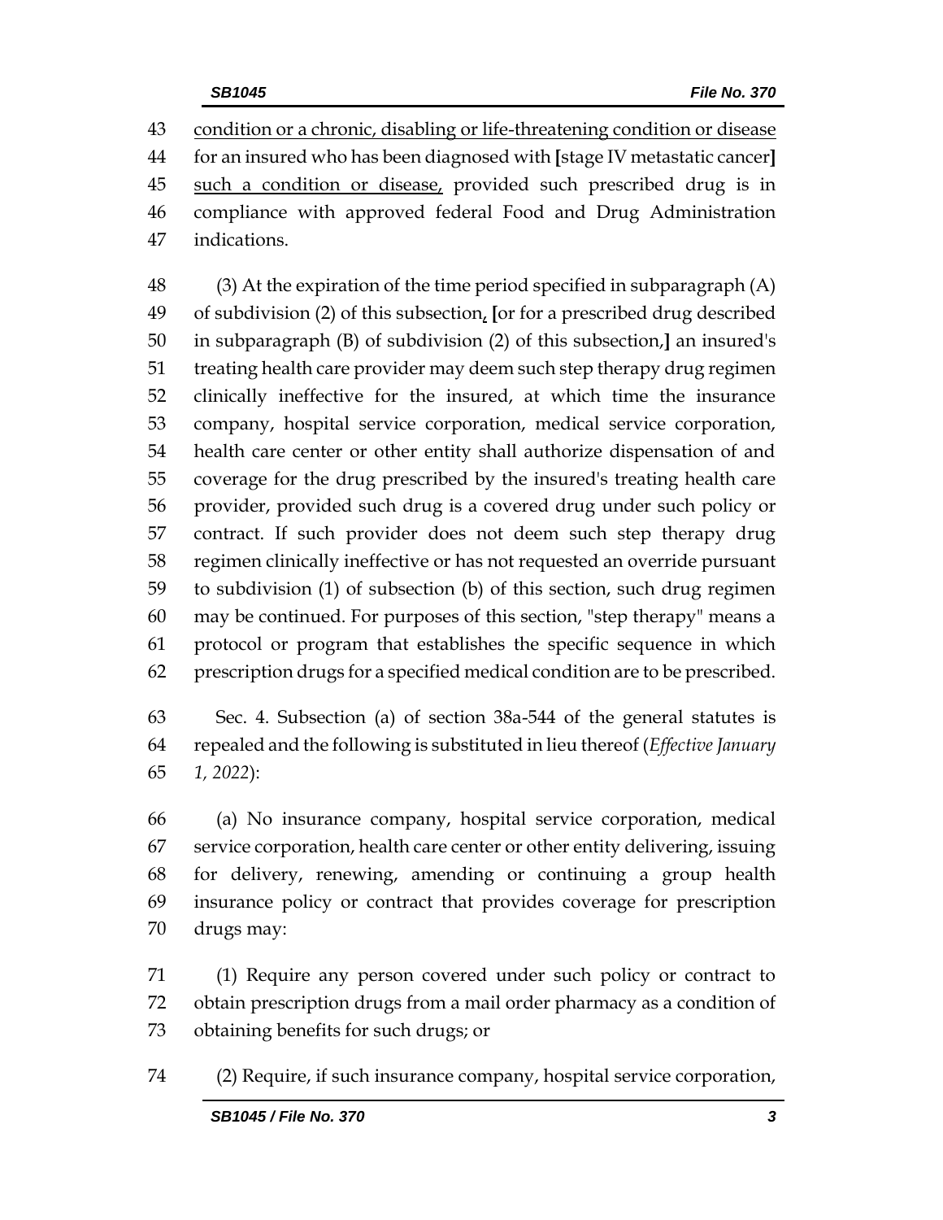condition or a chronic, disabling or life-threatening condition or disease for an insured who has been diagnosed with [stage IV metastatic cancer] such a condition or disease, provided such prescribed drug is in compliance with approved federal Food and Drug Administration indications.

(3) At the expiration of the time period specified in subparagraph (A) of subdivision (2) of this subsection, [or for a prescribed drug described in subparagraph (B) of subdivision (2) of this subsection,] an insured's treating health care provider may deem such step therapy drug regimen clinically ineffective for the insured, at which time the insurance company, hospital service corporation, medical service corporation, health care center or other entity shall authorize dispensation of and coverage for the drug prescribed by the insured's treating health care provider, provided such drug is a covered drug under such policy or contract. If such provider does not deem such step therapy drug regimen clinically ineffective or has not requested an override pursuant to subdivision (1) of subsection (b) of this section, such drug regimen may be continued. For purposes of this section, "step therapy" means a protocol or program that establishes the specific sequence in which prescription drugs for a specified medical condition are to be prescribed.

Sec. 4. Subsection (a) of section 38a-544 of the general statutes is repealed and the following is substituted in lieu thereof (*Effective January 1, 2022*):

(a) No insurance company, hospital service corporation, medical service corporation, health care center or other entity delivering, issuing for delivery, renewing, amending or continuing a group health insurance policy or contract that provides coverage for prescription drugs may:

(1) Require any person covered under such policy or contract to obtain prescription drugs from a mail order pharmacy as a condition of obtaining benefits for such drugs; or

(2) Require, if such insurance company, hospital service corporation,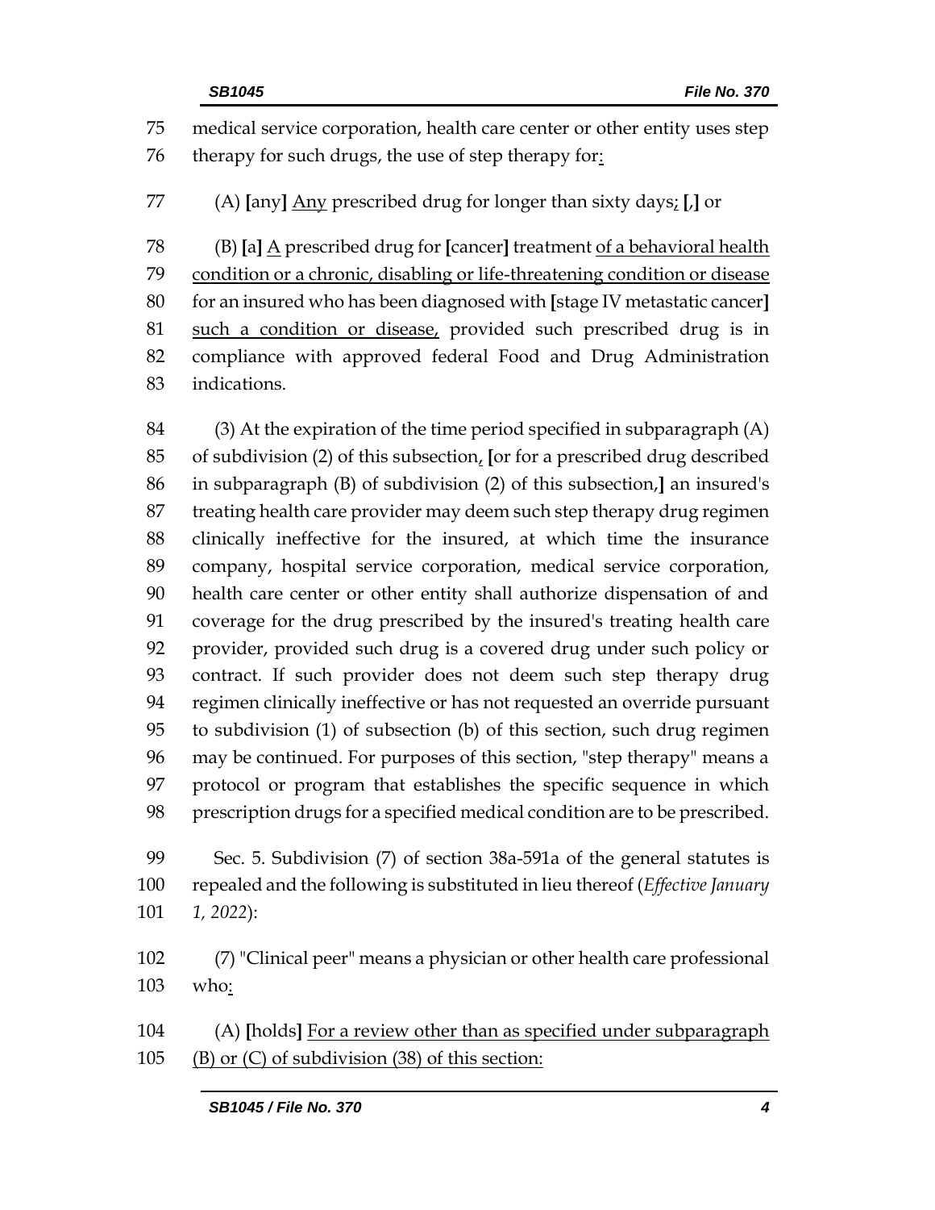medical service corporation, health care center or other entity uses step therapy for such drugs, the use of step therapy for:

(A) [any] Any prescribed drug for longer than sixty days; [,] or

(B) [a] A prescribed drug for [cancer] treatment of a behavioral health condition or a chronic, disabling or life-threatening condition or disease for an insured who has been diagnosed with [stage IV metastatic cancer] such a condition or disease, provided such prescribed drug is in compliance with approved federal Food and Drug Administration indications.

(3) At the expiration of the time period specified in subparagraph (A) of subdivision (2) of this subsection, [or for a prescribed drug described in subparagraph (B) of subdivision (2) of this subsection,] an insured's treating health care provider may deem such step therapy drug regimen clinically ineffective for the insured, at which time the insurance company, hospital service corporation, medical service corporation, health care center or other entity shall authorize dispensation of and coverage for the drug prescribed by the insured's treating health care provider, provided such drug is a covered drug under such policy or contract. If such provider does not deem such step therapy drug regimen clinically ineffective or has not requested an override pursuant to subdivision (1) of subsection (b) of this section, such drug regimen may be continued. For purposes of this section, "step therapy" means a protocol or program that establishes the specific sequence in which prescription drugs for a specified medical condition are to be prescribed.

Sec. 5. Subdivision (7) of section 38a-591a of the general statutes is repealed and the following is substituted in lieu thereof (*Effective January 1, 2022*):

(7) "Clinical peer" means a physician or other health care professional who:

(A) [holds] For a review other than as specified under subparagraph (B) or (C) of subdivision (38) of this section: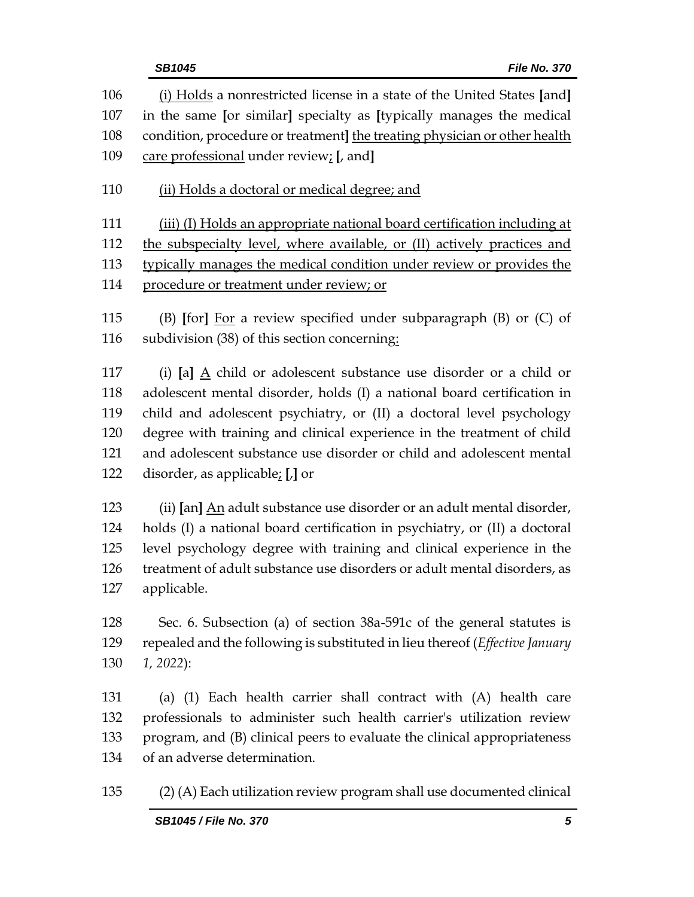(i) Holds a nonrestricted license in a state of the United States [and] in the same [or similar] specialty as [typically manages the medical condition, procedure or treatment] the treating physician or other health care professional under review; [, and]

(ii) Holds a doctoral or medical degree; and

(iii) (I) Holds an appropriate national board certification including at the subspecialty level, where available, or (II) actively practices and typically manages the medical condition under review or provides the procedure or treatment under review; or

(B) [for] For a review specified under subparagraph (B) or (C) of subdivision (38) of this section concerning:

(i) [a] A child or adolescent substance use disorder or a child or adolescent mental disorder, holds (I) a national board certification in child and adolescent psychiatry, or (II) a doctoral level psychology degree with training and clinical experience in the treatment of child and adolescent substance use disorder or child and adolescent mental disorder, as applicable; [,] or

(ii) [an] An adult substance use disorder or an adult mental disorder, holds (I) a national board certification in psychiatry, or (II) a doctoral level psychology degree with training and clinical experience in the treatment of adult substance use disorders or adult mental disorders, as applicable.

Sec. 6. Subsection (a) of section 38a-591c of the general statutes is repealed and the following is substituted in lieu thereof (*Effective January 1, 2022*):

(a) (1) Each health carrier shall contract with (A) health care professionals to administer such health carrier's utilization review program, and (B) clinical peers to evaluate the clinical appropriateness of an adverse determination.

(2) (A) Each utilization review program shall use documented clinical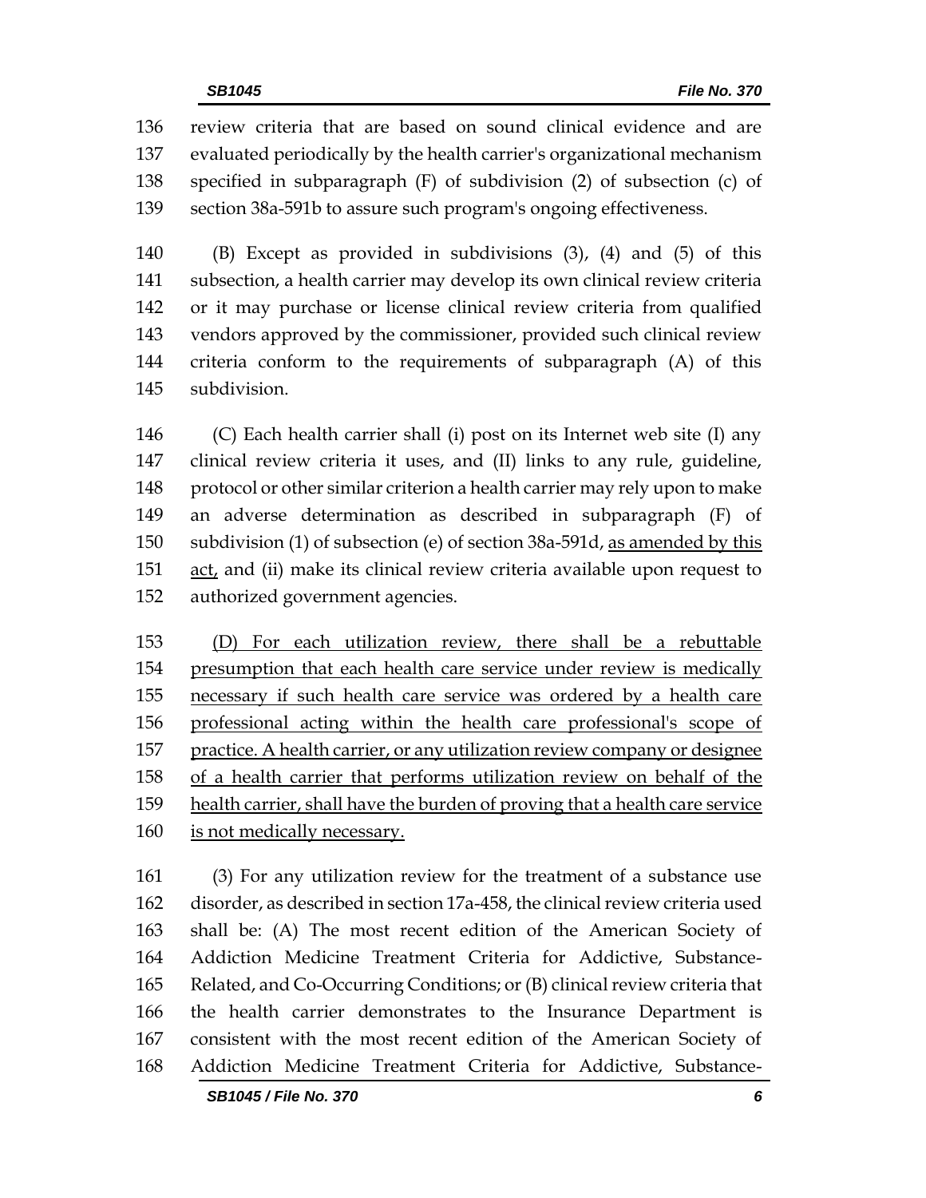review criteria that are based on sound clinical evidence and are evaluated periodically by the health carrier's organizational mechanism specified in subparagraph (F) of subdivision (2) of subsection (c) of section 38a-591b to assure such program's ongoing effectiveness.

(B) Except as provided in subdivisions (3), (4) and (5) of this subsection, a health carrier may develop its own clinical review criteria or it may purchase or license clinical review criteria from qualified vendors approved by the commissioner, provided such clinical review criteria conform to the requirements of subparagraph (A) of this subdivision.

(C) Each health carrier shall (i) post on its Internet web site (I) any clinical review criteria it uses, and (II) links to any rule, guideline, protocol or other similar criterion a health carrier may rely upon to make an adverse determination as described in subparagraph (F) of subdivision (1) of subsection (e) of section 38a-591d, <u>as amended by this act,</u> and (ii) make its clinical review criteria available upon request to authorized government agencies.

<u>(D) For each utilization review, there shall be a rebuttable presumption that each health care service under review is medically necessary if such health care service was ordered by a health care professional acting within the health care professional's scope of practice. A health carrier, or any utilization review company or designee of a health carrier that performs utilization review on behalf of the health carrier, shall have the burden of proving that a health care service is not medically necessary.</u>

(3) For any utilization review for the treatment of a substance use disorder, as described in section 17a-458, the clinical review criteria used shall be: (A) The most recent edition of the American Society of Addiction Medicine Treatment Criteria for Addictive, Substance-Related, and Co-Occurring Conditions; or (B) clinical review criteria that the health carrier demonstrates to the Insurance Department is consistent with the most recent edition of the American Society of Addiction Medicine Treatment Criteria for Addictive, Substance-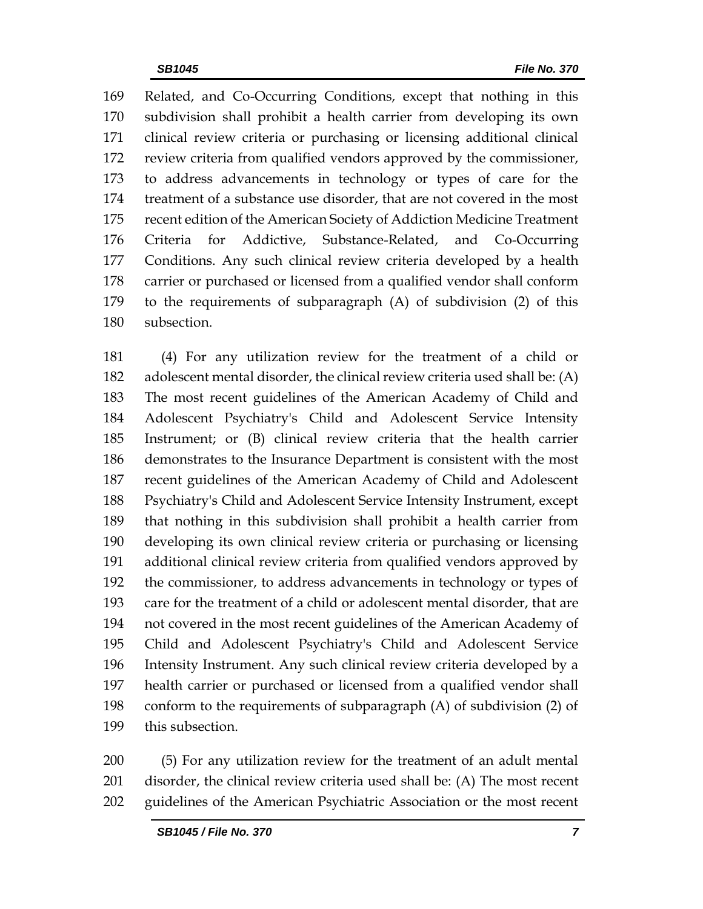Related, and Co-Occurring Conditions, except that nothing in this subdivision shall prohibit a health carrier from developing its own clinical review criteria or purchasing or licensing additional clinical review criteria from qualified vendors approved by the commissioner, to address advancements in technology or types of care for the treatment of a substance use disorder, that are not covered in the most recent edition of the American Society of Addiction Medicine Treatment Criteria for Addictive, Substance-Related, and Co-Occurring Conditions. Any such clinical review criteria developed by a health carrier or purchased or licensed from a qualified vendor shall conform to the requirements of subparagraph (A) of subdivision (2) of this subsection.

(4) For any utilization review for the treatment of a child or adolescent mental disorder, the clinical review criteria used shall be: (A) The most recent guidelines of the American Academy of Child and Adolescent Psychiatry's Child and Adolescent Service Intensity Instrument; or (B) clinical review criteria that the health carrier demonstrates to the Insurance Department is consistent with the most recent guidelines of the American Academy of Child and Adolescent Psychiatry's Child and Adolescent Service Intensity Instrument, except that nothing in this subdivision shall prohibit a health carrier from developing its own clinical review criteria or purchasing or licensing additional clinical review criteria from qualified vendors approved by the commissioner, to address advancements in technology or types of care for the treatment of a child or adolescent mental disorder, that are not covered in the most recent guidelines of the American Academy of Child and Adolescent Psychiatry's Child and Adolescent Service Intensity Instrument. Any such clinical review criteria developed by a health carrier or purchased or licensed from a qualified vendor shall conform to the requirements of subparagraph (A) of subdivision (2) of this subsection.

(5) For any utilization review for the treatment of an adult mental disorder, the clinical review criteria used shall be: (A) The most recent guidelines of the American Psychiatric Association or the most recent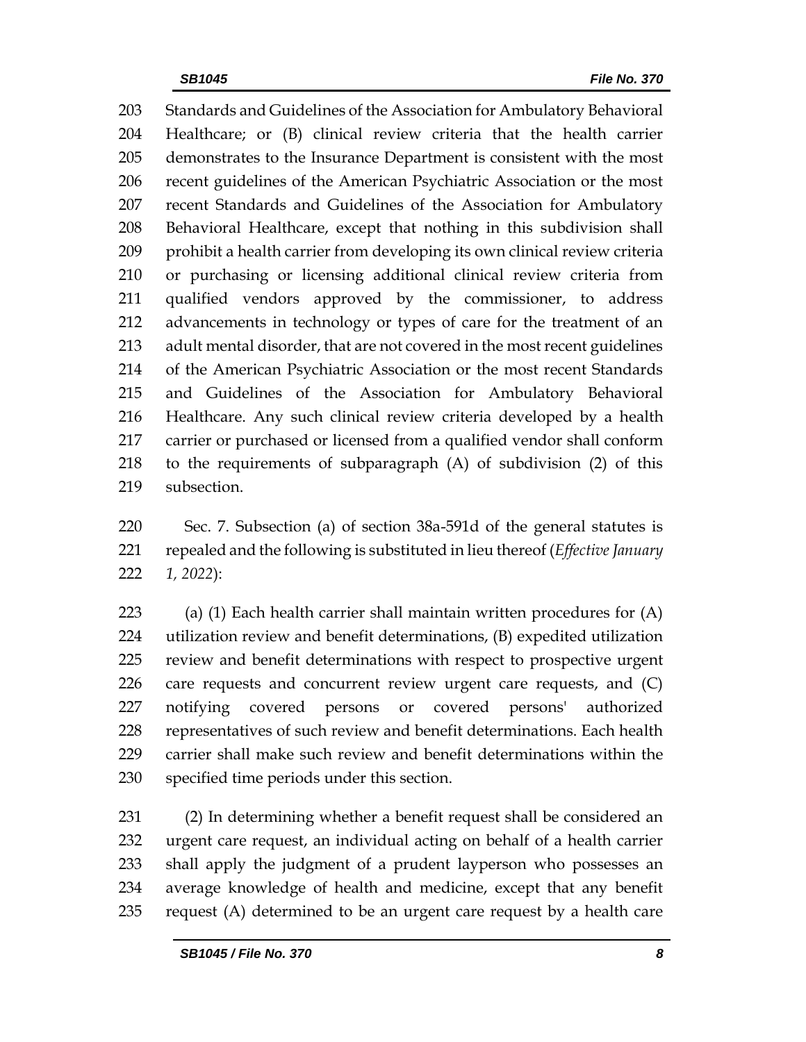Standards and Guidelines of the Association for Ambulatory Behavioral Healthcare; or (B) clinical review criteria that the health carrier demonstrates to the Insurance Department is consistent with the most recent guidelines of the American Psychiatric Association or the most recent Standards and Guidelines of the Association for Ambulatory Behavioral Healthcare, except that nothing in this subdivision shall prohibit a health carrier from developing its own clinical review criteria or purchasing or licensing additional clinical review criteria from qualified vendors approved by the commissioner, to address advancements in technology or types of care for the treatment of an adult mental disorder, that are not covered in the most recent guidelines of the American Psychiatric Association or the most recent Standards and Guidelines of the Association for Ambulatory Behavioral Healthcare. Any such clinical review criteria developed by a health carrier or purchased or licensed from a qualified vendor shall conform to the requirements of subparagraph (A) of subdivision (2) of this subsection.

Sec. 7. Subsection (a) of section 38a-591d of the general statutes is repealed and the following is substituted in lieu thereof (*Effective January 1, 2022*):

(a) (1) Each health carrier shall maintain written procedures for (A) utilization review and benefit determinations, (B) expedited utilization review and benefit determinations with respect to prospective urgent care requests and concurrent review urgent care requests, and (C) notifying covered persons or covered persons' authorized representatives of such review and benefit determinations. Each health carrier shall make such review and benefit determinations within the specified time periods under this section.

(2) In determining whether a benefit request shall be considered an urgent care request, an individual acting on behalf of a health carrier shall apply the judgment of a prudent layperson who possesses an average knowledge of health and medicine, except that any benefit request (A) determined to be an urgent care request by a health care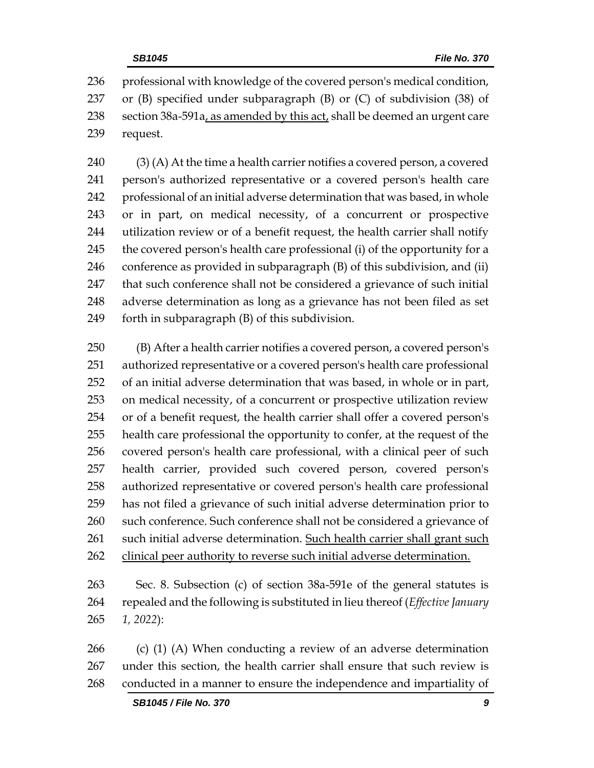professional with knowledge of the covered person's medical condition, or (B) specified under subparagraph (B) or (C) of subdivision (38) of section 38a-591a<u>, as amended by this act,</u> shall be deemed an urgent care request.

(3) (A) At the time a health carrier notifies a covered person, a covered person's authorized representative or a covered person's health care professional of an initial adverse determination that was based, in whole or in part, on medical necessity, of a concurrent or prospective utilization review or of a benefit request, the health carrier shall notify the covered person's health care professional (i) of the opportunity for a conference as provided in subparagraph (B) of this subdivision, and (ii) that such conference shall not be considered a grievance of such initial adverse determination as long as a grievance has not been filed as set forth in subparagraph (B) of this subdivision.

(B) After a health carrier notifies a covered person, a covered person's authorized representative or a covered person's health care professional of an initial adverse determination that was based, in whole or in part, on medical necessity, of a concurrent or prospective utilization review or of a benefit request, the health carrier shall offer a covered person's health care professional the opportunity to confer, at the request of the covered person's health care professional, with a clinical peer of such health carrier, provided such covered person, covered person's authorized representative or covered person's health care professional has not filed a grievance of such initial adverse determination prior to such conference. Such conference shall not be considered a grievance of such initial adverse determination. <u>Such health carrier shall grant such clinical peer authority to reverse such initial adverse determination.</u>

Sec. 8. Subsection (c) of section 38a-591e of the general statutes is repealed and the following is substituted in lieu thereof (*Effective January 1, 2022*):

(c) (1) (A) When conducting a review of an adverse determination under this section, the health carrier shall ensure that such review is conducted in a manner to ensure the independence and impartiality of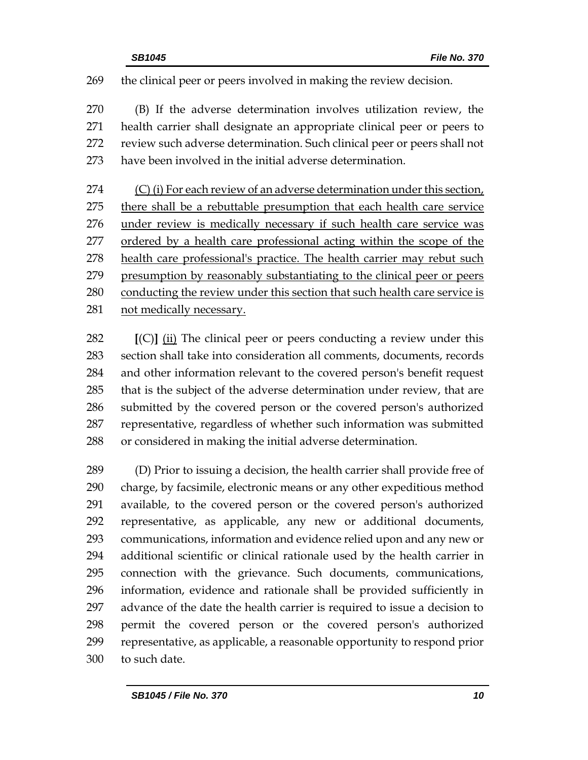the clinical peer or peers involved in making the review decision.

(B) If the adverse determination involves utilization review, the health carrier shall designate an appropriate clinical peer or peers to review such adverse determination. Such clinical peer or peers shall not have been involved in the initial adverse determination.

<u>(C) (i) For each review of an adverse determination under this section, there shall be a rebuttable presumption that each health care service under review is medically necessary if such health care service was ordered by a health care professional acting within the scope of the health care professional's practice. The health carrier may rebut such presumption by reasonably substantiating to the clinical peer or peers conducting the review under this section that such health care service is not medically necessary.</u>

**[**(C)**]** <u>(ii)</u> The clinical peer or peers conducting a review under this section shall take into consideration all comments, documents, records and other information relevant to the covered person's benefit request that is the subject of the adverse determination under review, that are submitted by the covered person or the covered person's authorized representative, regardless of whether such information was submitted or considered in making the initial adverse determination.

(D) Prior to issuing a decision, the health carrier shall provide free of charge, by facsimile, electronic means or any other expeditious method available, to the covered person or the covered person's authorized representative, as applicable, any new or additional documents, communications, information and evidence relied upon and any new or additional scientific or clinical rationale used by the health carrier in connection with the grievance. Such documents, communications, information, evidence and rationale shall be provided sufficiently in advance of the date the health carrier is required to issue a decision to permit the covered person or the covered person's authorized representative, as applicable, a reasonable opportunity to respond prior to such date.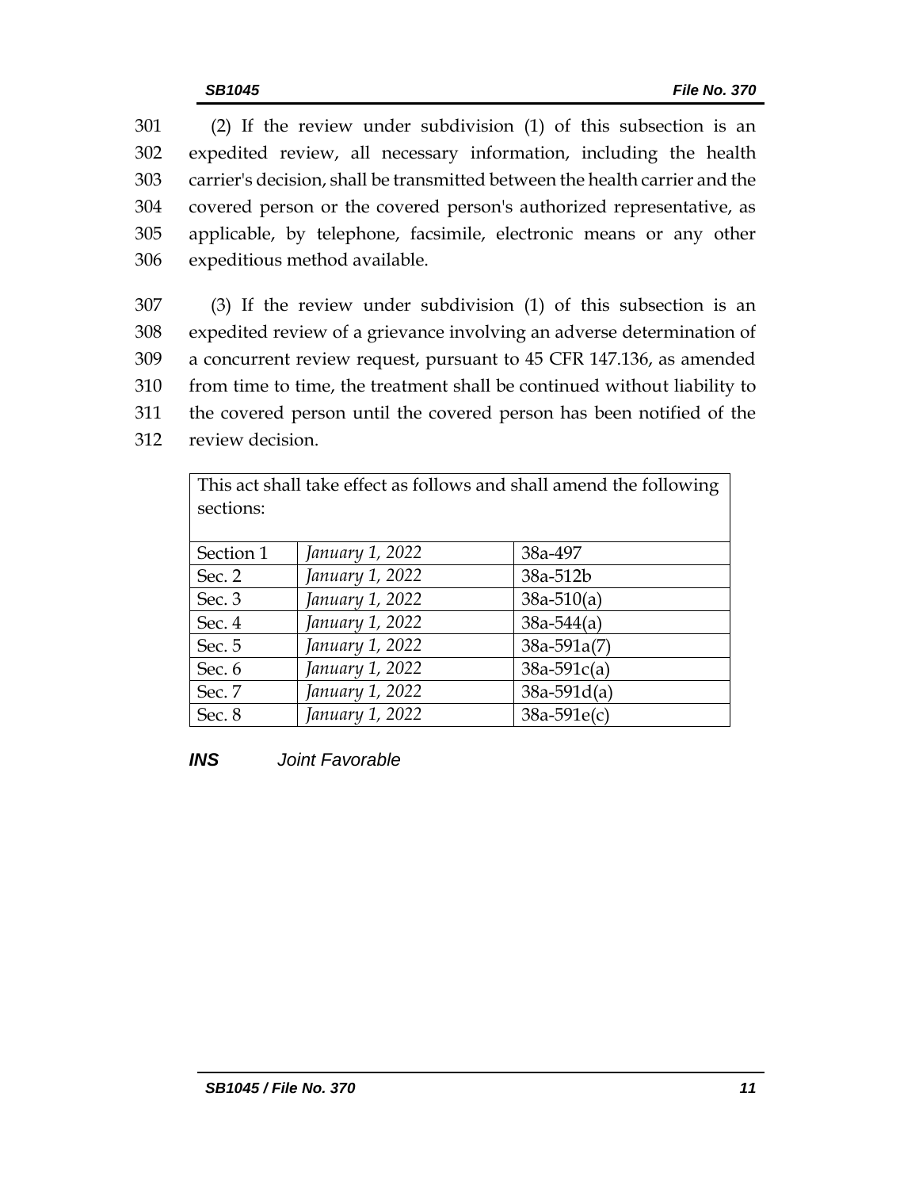(2) If the review under subdivision (1) of this subsection is an expedited review, all necessary information, including the health carrier's decision, shall be transmitted between the health carrier and the covered person or the covered person's authorized representative, as applicable, by telephone, facsimile, electronic means or any other expeditious method available.

(3) If the review under subdivision (1) of this subsection is an expedited review of a grievance involving an adverse determination of a concurrent review request, pursuant to 45 CFR 147.136, as amended from time to time, the treatment shall be continued without liability to the covered person until the covered person has been notified of the review decision.

| This act shall take effect as follows and shall amend the following sections: | | |
|---|---|---|
| Section 1 | *January 1, 2022* | 38a-497 |
| Sec. 2 | *January 1, 2022* | 38a-512b |
| Sec. 3 | *January 1, 2022* | 38a-510(a) |
| Sec. 4 | *January 1, 2022* | 38a-544(a) |
| Sec. 5 | *January 1, 2022* | 38a-591a(7) |
| Sec. 6 | *January 1, 2022* | 38a-591c(a) |
| Sec. 7 | *January 1, 2022* | 38a-591d(a) |
| Sec. 8 | *January 1, 2022* | 38a-591e(c) |

***INS*** *Joint Favorable*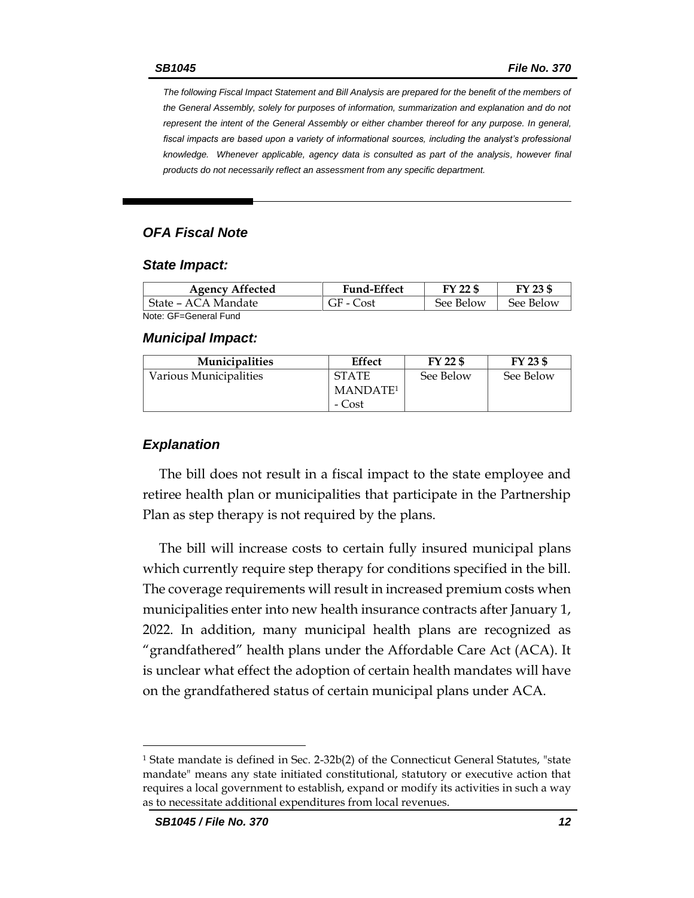*The following Fiscal Impact Statement and Bill Analysis are prepared for the benefit of the members of the General Assembly, solely for purposes of information, summarization and explanation and do not represent the intent of the General Assembly or either chamber thereof for any purpose. In general, fiscal impacts are based upon a variety of informational sources, including the analyst's professional knowledge. Whenever applicable, agency data is consulted as part of the analysis, however final products do not necessarily reflect an assessment from any specific department.*

## OFA Fiscal Note

### State Impact:

| Agency Affected | Fund-Effect | FY 22 $ | FY 23 $ |
|---|---|---|---|
| State – ACA Mandate | GF - Cost | See Below | See Below |

Note: GF=General Fund

### Municipal Impact:

| Municipalities | Effect | FY 22 $ | FY 23 $ |
|---|---|---|---|
| Various Municipalities | STATE MANDATE[1] - Cost | See Below | See Below |

### Explanation

The bill does not result in a fiscal impact to the state employee and retiree health plan or municipalities that participate in the Partnership Plan as step therapy is not required by the plans.

The bill will increase costs to certain fully insured municipal plans which currently require step therapy for conditions specified in the bill. The coverage requirements will result in increased premium costs when municipalities enter into new health insurance contracts after January 1, 2022. In addition, many municipal health plans are recognized as "grandfathered" health plans under the Affordable Care Act (ACA). It is unclear what effect the adoption of certain health mandates will have on the grandfathered status of certain municipal plans under ACA.

[1] State mandate is defined in Sec. 2-32b(2) of the Connecticut General Statutes, "state mandate" means any state initiated constitutional, statutory or executive action that requires a local government to establish, expand or modify its activities in such a way as to necessitate additional expenditures from local revenues.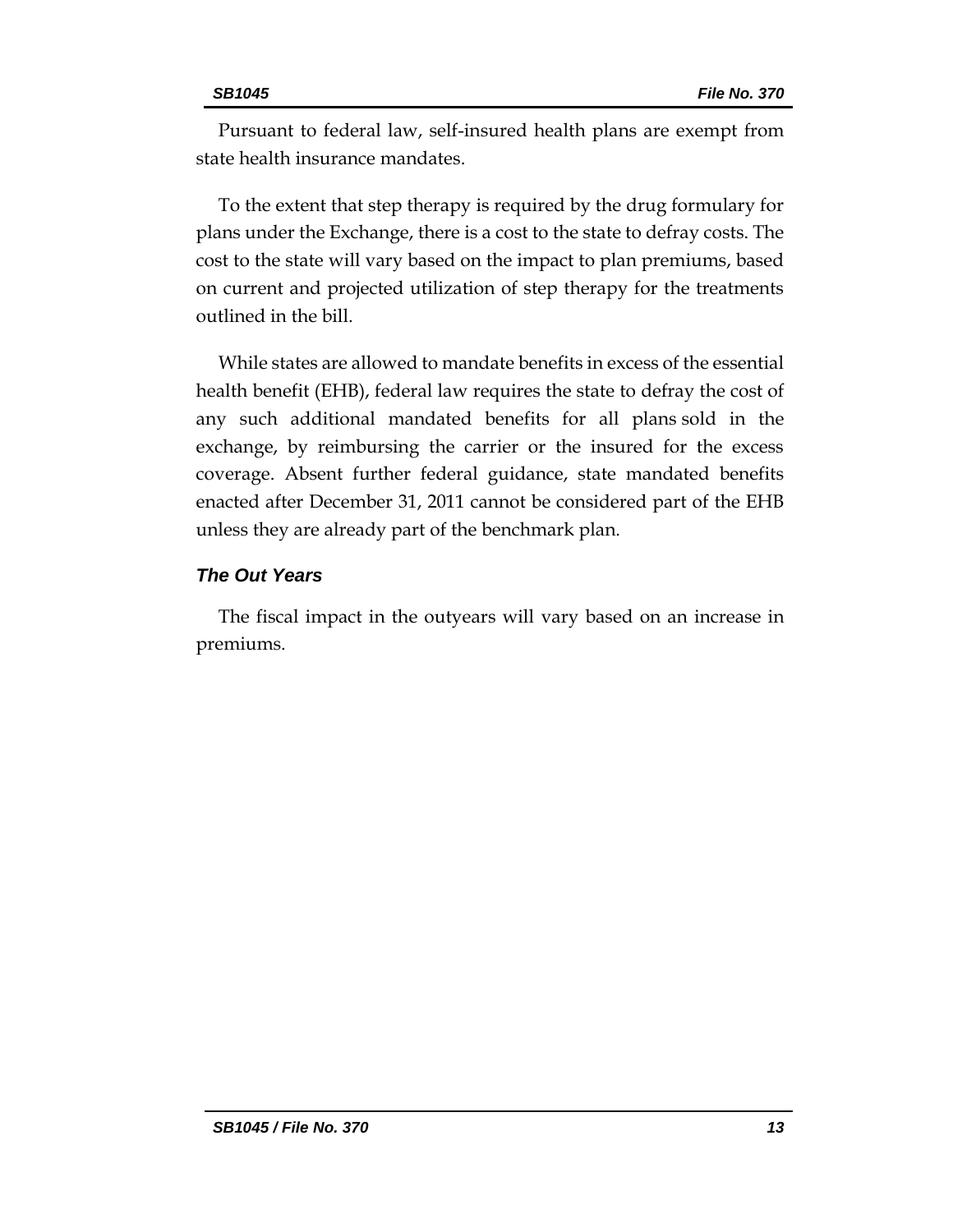Pursuant to federal law, self-insured health plans are exempt from state health insurance mandates.

To the extent that step therapy is required by the drug formulary for plans under the Exchange, there is a cost to the state to defray costs. The cost to the state will vary based on the impact to plan premiums, based on current and projected utilization of step therapy for the treatments outlined in the bill.

While states are allowed to mandate benefits in excess of the essential health benefit (EHB), federal law requires the state to defray the cost of any such additional mandated benefits for all plans sold in the exchange, by reimbursing the carrier or the insured for the excess coverage. Absent further federal guidance, state mandated benefits enacted after December 31, 2011 cannot be considered part of the EHB unless they are already part of the benchmark plan.

### *The Out Years*

The fiscal impact in the outyears will vary based on an increase in premiums.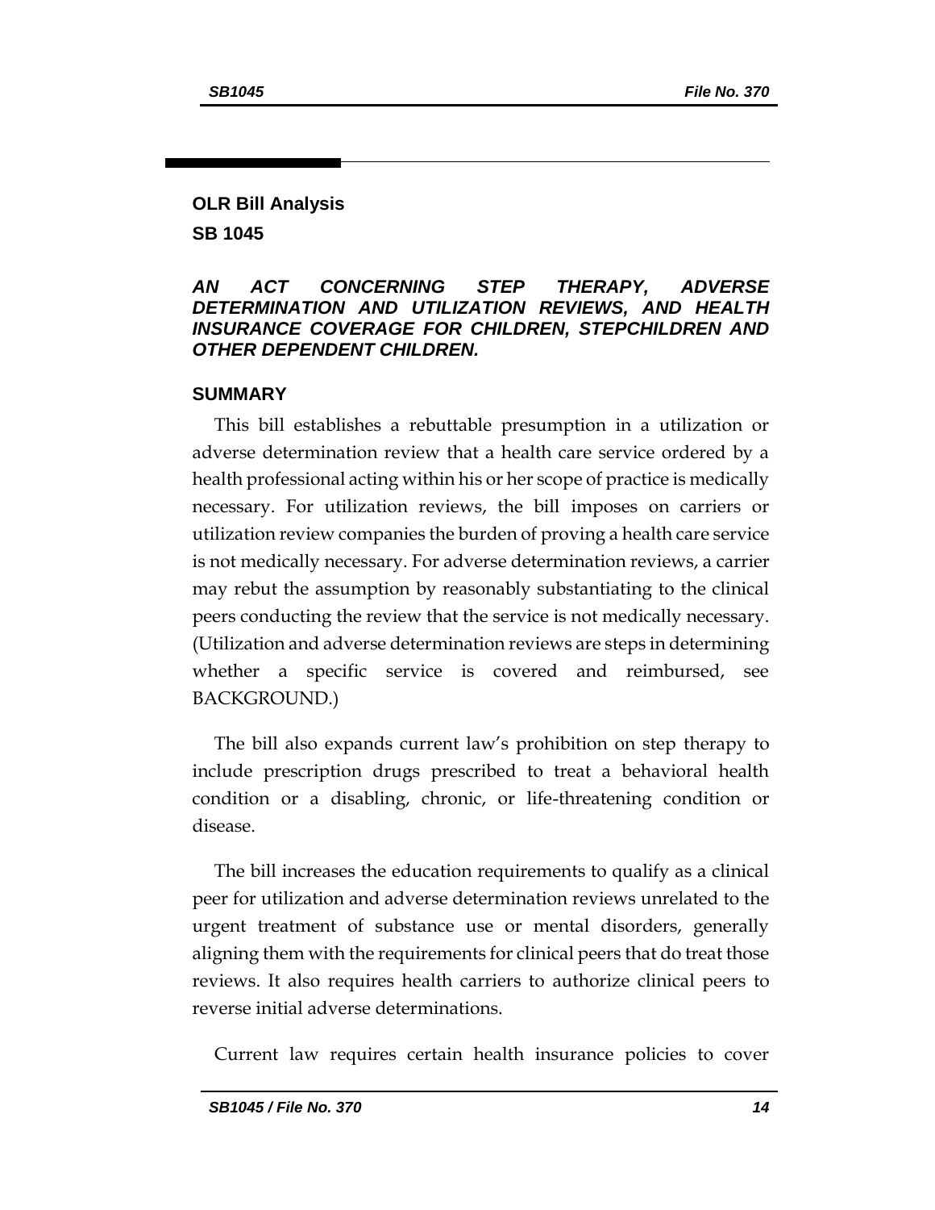## OLR Bill Analysis

## SB 1045

### *AN ACT CONCERNING STEP THERAPY, ADVERSE DETERMINATION AND UTILIZATION REVIEWS, AND HEALTH INSURANCE COVERAGE FOR CHILDREN, STEPCHILDREN AND OTHER DEPENDENT CHILDREN.*

### SUMMARY

This bill establishes a rebuttable presumption in a utilization or adverse determination review that a health care service ordered by a health professional acting within his or her scope of practice is medically necessary. For utilization reviews, the bill imposes on carriers or utilization review companies the burden of proving a health care service is not medically necessary. For adverse determination reviews, a carrier may rebut the assumption by reasonably substantiating to the clinical peers conducting the review that the service is not medically necessary. (Utilization and adverse determination reviews are steps in determining whether a specific service is covered and reimbursed, see BACKGROUND.)

The bill also expands current law's prohibition on step therapy to include prescription drugs prescribed to treat a behavioral health condition or a disabling, chronic, or life-threatening condition or disease.

The bill increases the education requirements to qualify as a clinical peer for utilization and adverse determination reviews unrelated to the urgent treatment of substance use or mental disorders, generally aligning them with the requirements for clinical peers that do treat those reviews. It also requires health carriers to authorize clinical peers to reverse initial adverse determinations.

Current law requires certain health insurance policies to cover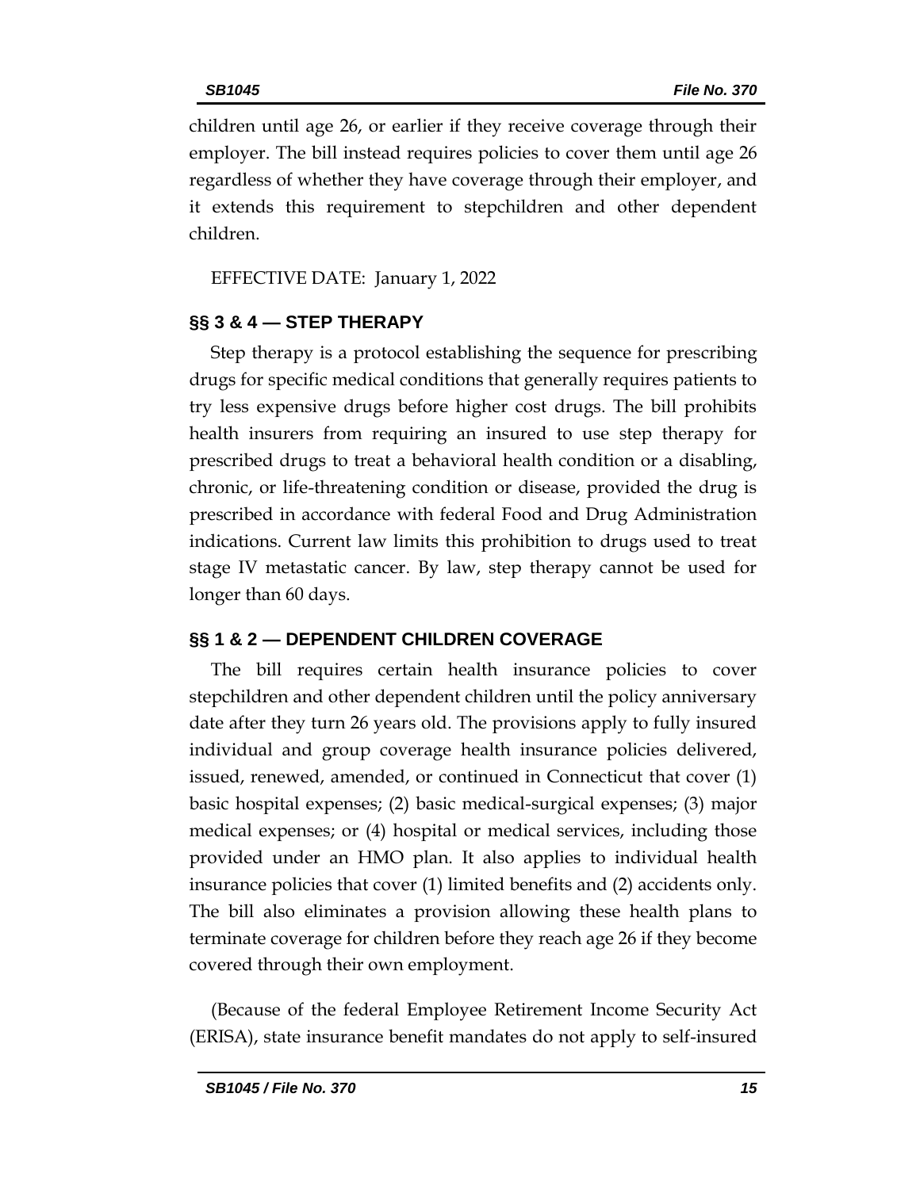children until age 26, or earlier if they receive coverage through their employer. The bill instead requires policies to cover them until age 26 regardless of whether they have coverage through their employer, and it extends this requirement to stepchildren and other dependent children.

EFFECTIVE DATE: January 1, 2022

## §§ 3 & 4 — STEP THERAPY

Step therapy is a protocol establishing the sequence for prescribing drugs for specific medical conditions that generally requires patients to try less expensive drugs before higher cost drugs. The bill prohibits health insurers from requiring an insured to use step therapy for prescribed drugs to treat a behavioral health condition or a disabling, chronic, or life-threatening condition or disease, provided the drug is prescribed in accordance with federal Food and Drug Administration indications. Current law limits this prohibition to drugs used to treat stage IV metastatic cancer. By law, step therapy cannot be used for longer than 60 days.

## §§ 1 & 2 — DEPENDENT CHILDREN COVERAGE

The bill requires certain health insurance policies to cover stepchildren and other dependent children until the policy anniversary date after they turn 26 years old. The provisions apply to fully insured individual and group coverage health insurance policies delivered, issued, renewed, amended, or continued in Connecticut that cover (1) basic hospital expenses; (2) basic medical-surgical expenses; (3) major medical expenses; or (4) hospital or medical services, including those provided under an HMO plan. It also applies to individual health insurance policies that cover (1) limited benefits and (2) accidents only. The bill also eliminates a provision allowing these health plans to terminate coverage for children before they reach age 26 if they become covered through their own employment.

(Because of the federal Employee Retirement Income Security Act (ERISA), state insurance benefit mandates do not apply to self-insured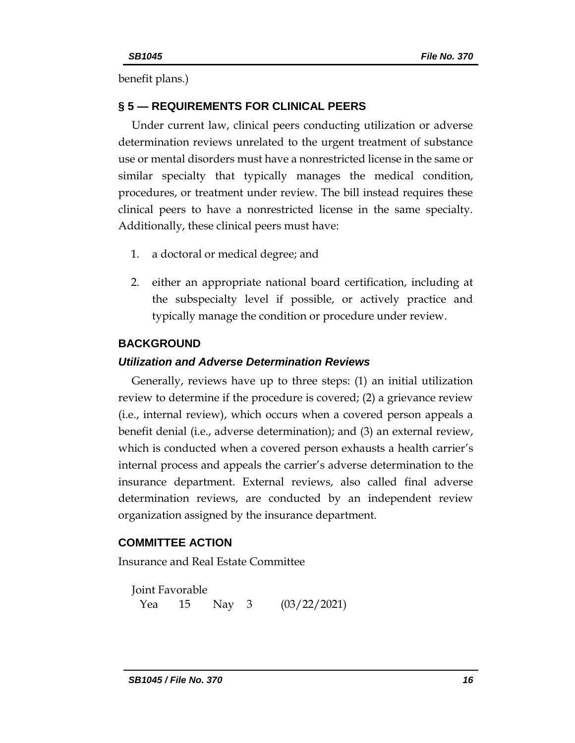benefit plans.)

## § 5 — REQUIREMENTS FOR CLINICAL PEERS

Under current law, clinical peers conducting utilization or adverse determination reviews unrelated to the urgent treatment of substance use or mental disorders must have a nonrestricted license in the same or similar specialty that typically manages the medical condition, procedures, or treatment under review. The bill instead requires these clinical peers to have a nonrestricted license in the same specialty. Additionally, these clinical peers must have:

1. a doctoral or medical degree; and
2. either an appropriate national board certification, including at the subspecialty level if possible, or actively practice and typically manage the condition or procedure under review.

## BACKGROUND

### *Utilization and Adverse Determination Reviews*

Generally, reviews have up to three steps: (1) an initial utilization review to determine if the procedure is covered; (2) a grievance review (i.e., internal review), which occurs when a covered person appeals a benefit denial (i.e., adverse determination); and (3) an external review, which is conducted when a covered person exhausts a health carrier's internal process and appeals the carrier's adverse determination to the insurance department. External reviews, also called final adverse determination reviews, are conducted by an independent review organization assigned by the insurance department.

## COMMITTEE ACTION

Insurance and Real Estate Committee

Joint Favorable
Yea 15 Nay 3 (03/22/2021)